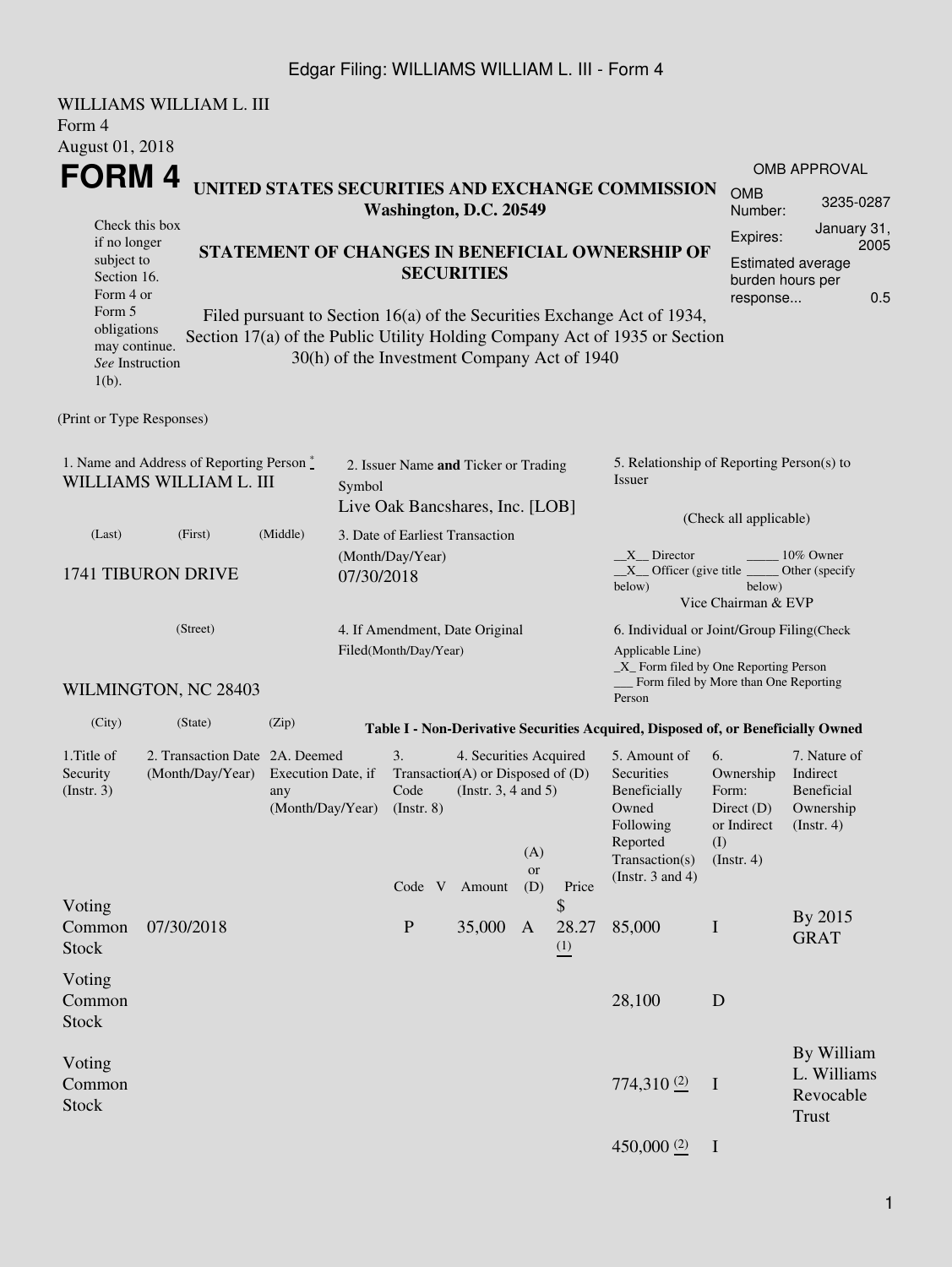WILLIAMS WILLIAM L. III
Form 4
August 01, 2018

# FORM 4

**UNITED STATES SECURITIES AND EXCHANGE COMMISSION**
**Washington, D.C. 20549**

Check this box if no longer subject to Section 16. Form 4 or Form 5 obligations may continue. *See* Instruction 1(b).

## STATEMENT OF CHANGES IN BENEFICIAL OWNERSHIP OF SECURITIES

Filed pursuant to Section 16(a) of the Securities Exchange Act of 1934, Section 17(a) of the Public Utility Holding Company Act of 1935 or Section 30(h) of the Investment Company Act of 1940

OMB APPROVAL
OMB Number: 3235-0287
Expires: January 31, 2005
Estimated average burden hours per response... 0.5

(Print or Type Responses)

1. Name and Address of Reporting Person *
WILLIAMS WILLIAM L. III
(Last) (First) (Middle)
1741 TIBURON DRIVE
(Street)
WILMINGTON, NC 28403
(City) (State) (Zip)

2. Issuer Name **and** Ticker or Trading Symbol
Live Oak Bancshares, Inc. [LOB]

3. Date of Earliest Transaction (Month/Day/Year)
07/30/2018

4. If Amendment, Date Original Filed(Month/Day/Year)

5. Relationship of Reporting Person(s) to Issuer
(Check all applicable)
__X__ Director _____ 10% Owner
__X__ Officer (give title below) _____ Other (specify below)
Vice Chairman & EVP

6. Individual or Joint/Group Filing(Check Applicable Line)
_X_ Form filed by One Reporting Person
___ Form filed by More than One Reporting Person

**Table I - Non-Derivative Securities Acquired, Disposed of, or Beneficially Owned**

| 1.Title of Security (Instr. 3) | 2. Transaction Date (Month/Day/Year) | 2A. Deemed Execution Date, if any (Month/Day/Year) | 3. Transaction Code (Instr. 8) | | 4. Securities Acquired (A) or Disposed of (D) (Instr. 3, 4 and 5) | | | 5. Amount of Securities Beneficially Owned Following Reported Transaction(s) (Instr. 3 and 4) | 6. Ownership Form: Direct (D) or Indirect (I) (Instr. 4) | 7. Nature of Indirect Beneficial Ownership (Instr. 4) |
|---|---|---|---|---|---|---|---|---|---|---|
| | | | Code | V | Amount | (A) or (D) | Price | | | |
| Voting Common Stock | 07/30/2018 | | P | | 35,000 | A | $ 28.27 (1) | 85,000 | I | By 2015 GRAT |
| Voting Common Stock | | | | | | | | 28,100 | D | |
| Voting Common Stock | | | | | | | | 774,310 (2) | I | By William L. Williams Revocable Trust |
| | | | | | | | | 450,000 (2) | I | |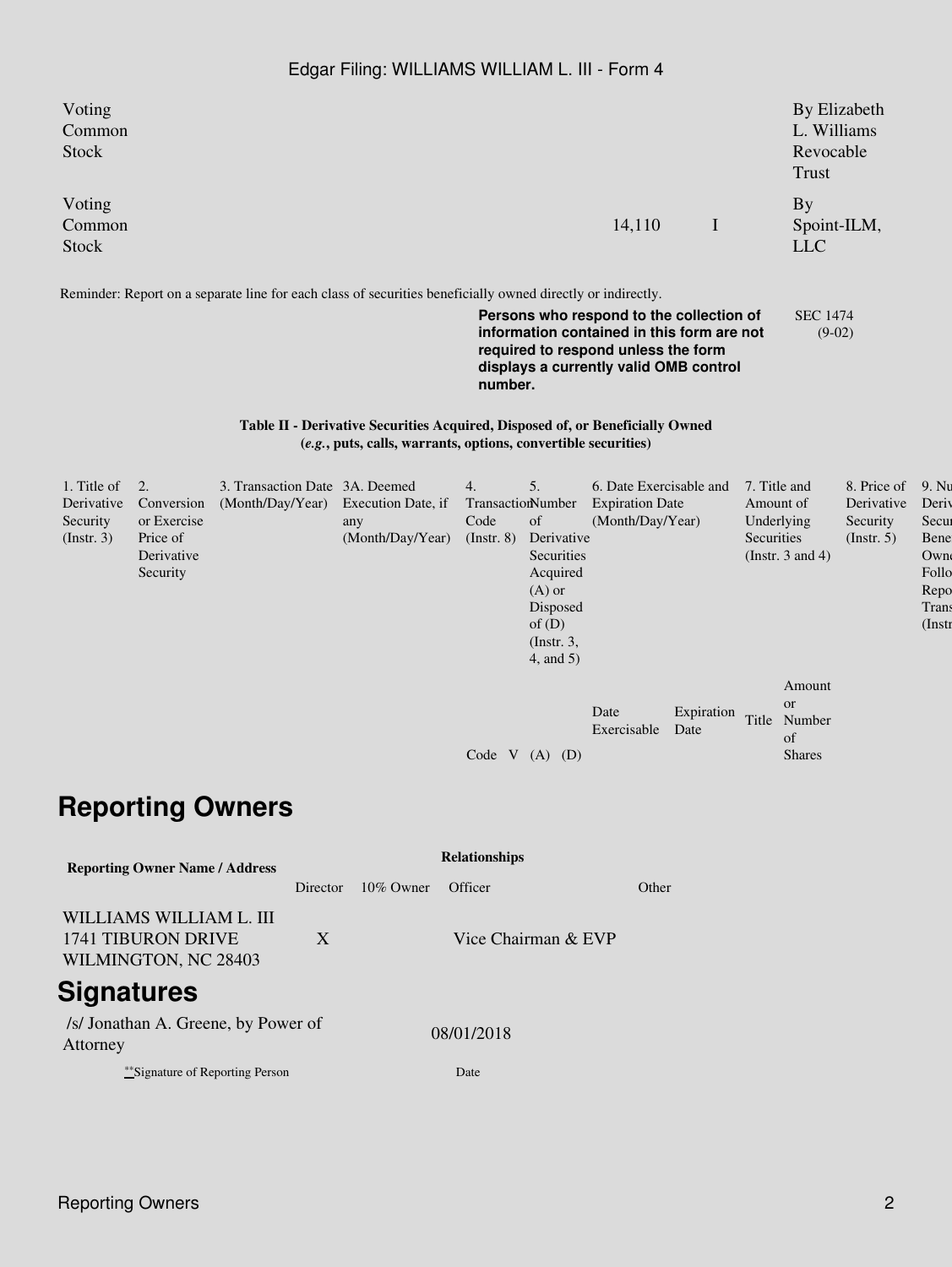| Voting Common Stock | | | | | By Elizabeth L. Williams Revocable Trust |
|---|---|---|---|---|---|
| Voting Common Stock | | | 14,110 | I | By Spoint-ILM, LLC |

Reminder: Report on a separate line for each class of securities beneficially owned directly or indirectly.

**Persons who respond to the collection of information contained in this form are not required to respond unless the form displays a currently valid OMB control number.**

SEC 1474 (9-02)

**Table II - Derivative Securities Acquired, Disposed of, or Beneficially Owned**
**(*e.g.*, puts, calls, warrants, options, convertible securities)**

| 1. Title of Derivative Security (Instr. 3) | 2. Conversion or Exercise Price of Derivative Security | 3. Transaction Date (Month/Day/Year) | 3A. Deemed Execution Date, if any (Month/Day/Year) | 4. Transaction Code (Instr. 8) | | 5. Number of Derivative Securities Acquired (A) or Disposed of (D) (Instr. 3, 4, and 5) | | 6. Date Exercisable and Expiration Date (Month/Day/Year) | | 7. Title and Amount of Underlying Securities (Instr. 3 and 4) | | 8. Price of Derivative Security (Instr. 5) | 9. Nu Deriv Secur Bene Owne Follo Repo Trans (Instr |
|---|---|---|---|---|---|---|---|---|---|---|---|---|---|
| | | | | Code | V | (A) | (D) | Date Exercisable | Expiration Date | Title | Amount or Number of Shares | | |

## Reporting Owners

| Reporting Owner Name / Address | Relationships | | | |
|---|---|---|---|---|
| | Director | 10% Owner | Officer | Other |
| WILLIAMS WILLIAM L. III<br>1741 TIBURON DRIVE<br>WILMINGTON, NC 28403 | X | | Vice Chairman & EVP | |

## Signatures

| /s/ Jonathan A. Greene, by Power of Attorney | 08/01/2018 |
|---|---|
| **Signature of Reporting Person | Date |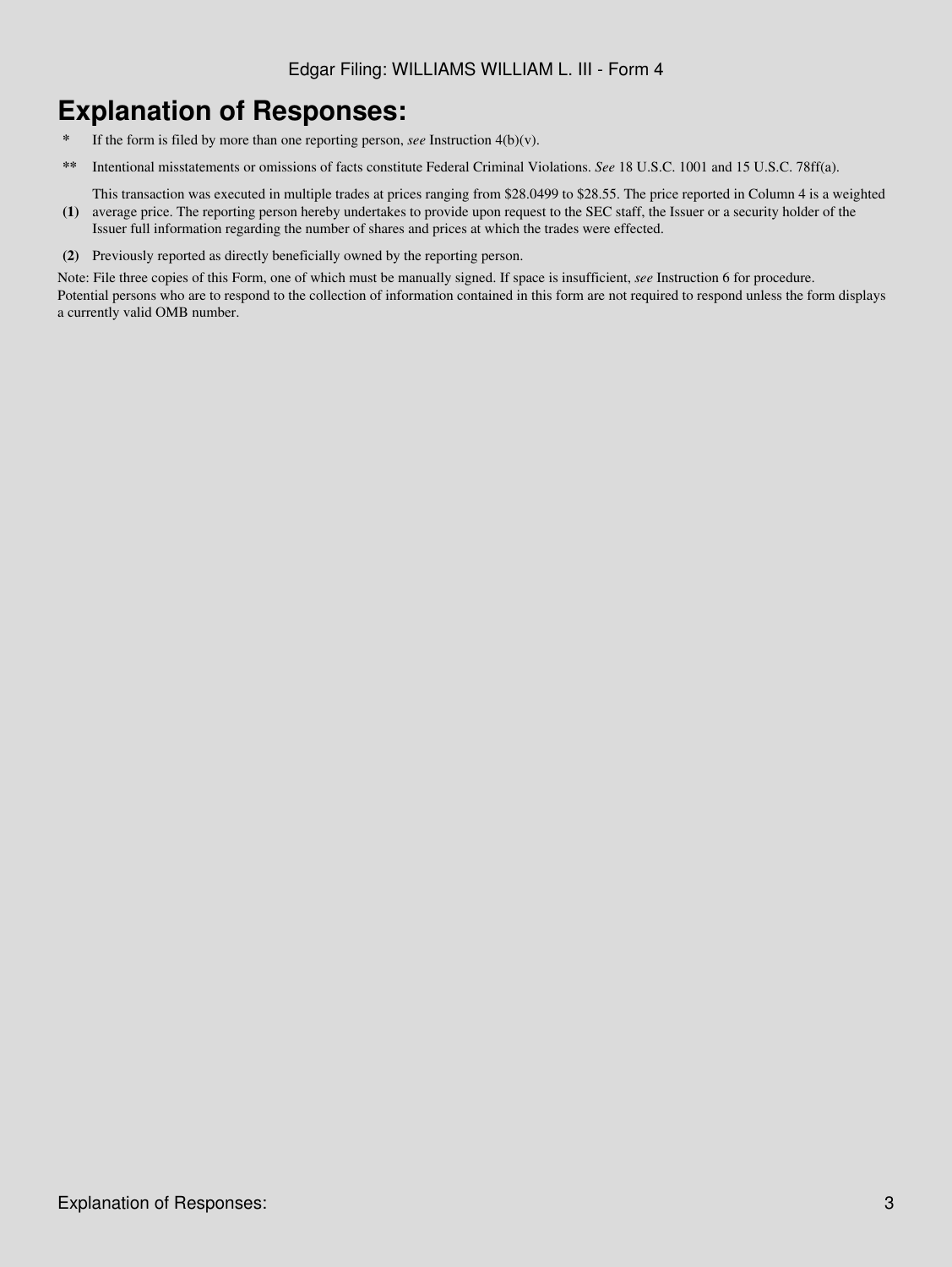# Explanation of Responses:

- \* If the form is filed by more than one reporting person, *see* Instruction 4(b)(v).
- \*\* Intentional misstatements or omissions of facts constitute Federal Criminal Violations. *See* 18 U.S.C. 1001 and 15 U.S.C. 78ff(a).
- **(1)** This transaction was executed in multiple trades at prices ranging from $28.0499 to $28.55. The price reported in Column 4 is a weighted average price. The reporting person hereby undertakes to provide upon request to the SEC staff, the Issuer or a security holder of the Issuer full information regarding the number of shares and prices at which the trades were effected.
- **(2)** Previously reported as directly beneficially owned by the reporting person.

Note: File three copies of this Form, one of which must be manually signed. If space is insufficient, *see* Instruction 6 for procedure.
Potential persons who are to respond to the collection of information contained in this form are not required to respond unless the form displays a currently valid OMB number.